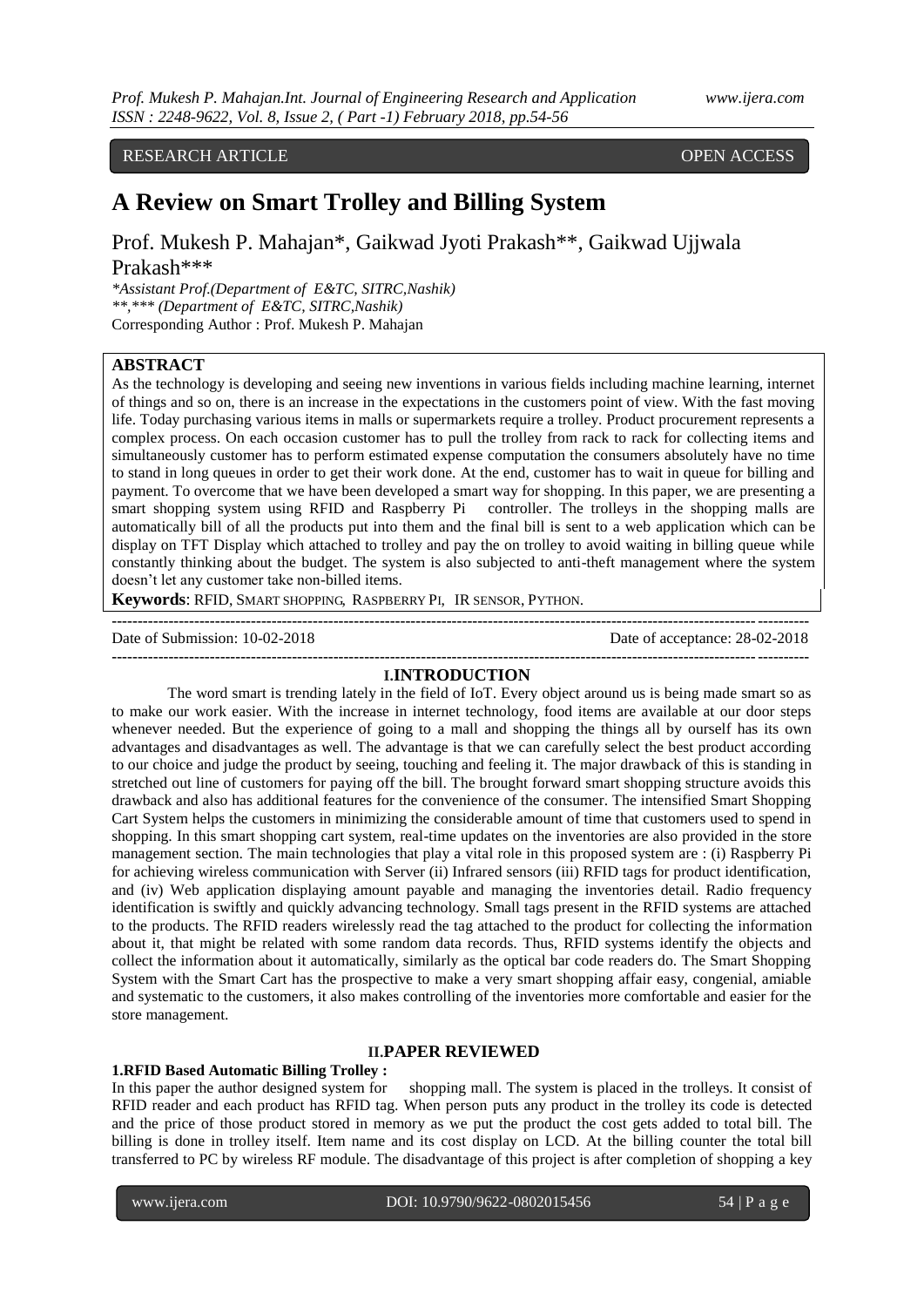RESEARCH ARTICLE OPEN ACCESS

# A Review on Smart Trolley and Billing System

Prof. Mukesh P. Mahajan*, Gaikwad Jyoti Prakash**, Gaikwad Ujjwala Prakash***

*\*Assistant Prof.(Department of E&TC, SITRC,Nashik)*
*\*\*,\*\*\* (Department of E&TC, SITRC,Nashik)*
Corresponding Author : Prof. Mukesh P. Mahajan

## ABSTRACT

As the technology is developing and seeing new inventions in various fields including machine learning, internet of things and so on, there is an increase in the expectations in the customers point of view. With the fast moving life. Today purchasing various items in malls or supermarkets require a trolley. Product procurement represents a complex process. On each occasion customer has to pull the trolley from rack to rack for collecting items and simultaneously customer has to perform estimated expense computation the consumers absolutely have no time to stand in long queues in order to get their work done. At the end, customer has to wait in queue for billing and payment. To overcome that we have been developed a smart way for shopping. In this paper, we are presenting a smart shopping system using RFID and Raspberry Pi controller. The trolleys in the shopping malls are automatically bill of all the products put into them and the final bill is sent to a web application which can be display on TFT Display which attached to trolley and pay the on trolley to avoid waiting in billing queue while constantly thinking about the budget. The system is also subjected to anti-theft management where the system doesn't let any customer take non-billed items.

**Keywords**: RFID, SMART SHOPPING, RASPBERRY PI, IR SENSOR, PYTHON.

Date of Submission: 10-02-2018 Date of acceptance: 28-02-2018

## I. INTRODUCTION

The word smart is trending lately in the field of IoT. Every object around us is being made smart so as to make our work easier. With the increase in internet technology, food items are available at our door steps whenever needed. But the experience of going to a mall and shopping the things all by ourself has its own advantages and disadvantages as well. The advantage is that we can carefully select the best product according to our choice and judge the product by seeing, touching and feeling it. The major drawback of this is standing in stretched out line of customers for paying off the bill. The brought forward smart shopping structure avoids this drawback and also has additional features for the convenience of the consumer. The intensified Smart Shopping Cart System helps the customers in minimizing the considerable amount of time that customers used to spend in shopping. In this smart shopping cart system, real-time updates on the inventories are also provided in the store management section. The main technologies that play a vital role in this proposed system are : (i) Raspberry Pi for achieving wireless communication with Server (ii) Infrared sensors (iii) RFID tags for product identification, and (iv) Web application displaying amount payable and managing the inventories detail. Radio frequency identification is swiftly and quickly advancing technology. Small tags present in the RFID systems are attached to the products. The RFID readers wirelessly read the tag attached to the product for collecting the information about it, that might be related with some random data records. Thus, RFID systems identify the objects and collect the information about it automatically, similarly as the optical bar code readers do. The Smart Shopping System with the Smart Cart has the prospective to make a very smart shopping affair easy, congenial, amiable and systematic to the customers, it also makes controlling of the inventories more comfortable and easier for the store management.

## II. PAPER REVIEWED

**1.RFID Based Automatic Billing Trolley :**

In this paper the author designed system for shopping mall. The system is placed in the trolleys. It consist of RFID reader and each product has RFID tag. When person puts any product in the trolley its code is detected and the price of those product stored in memory as we put the product the cost gets added to total bill. The billing is done in trolley itself. Item name and its cost display on LCD. At the billing counter the total bill transferred to PC by wireless RF module. The disadvantage of this project is after completion of shopping a key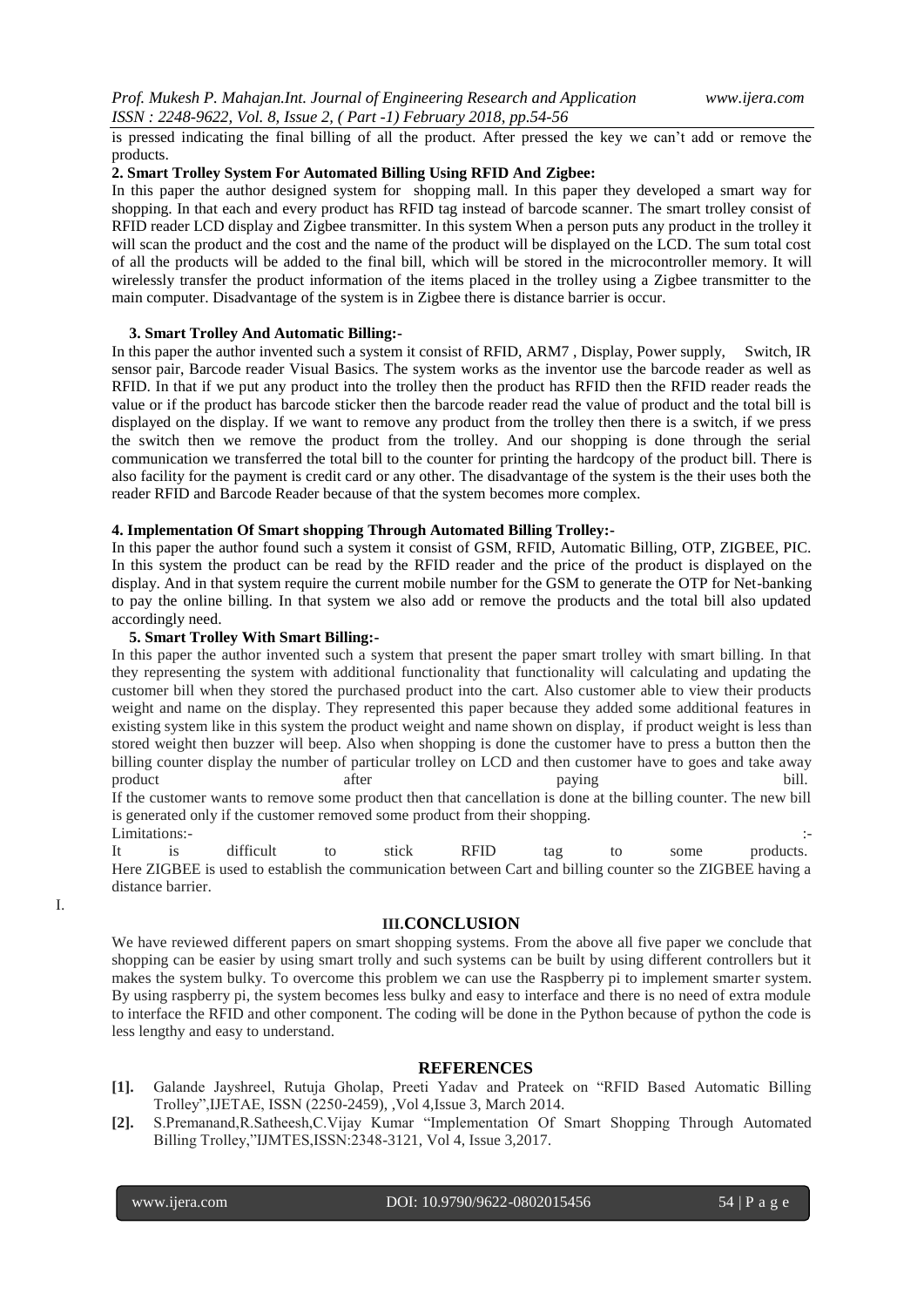is pressed indicating the final billing of all the product. After pressed the key we can't add or remove the products.

**2. Smart Trolley System For Automated Billing Using RFID And Zigbee:**

In this paper the author designed system for shopping mall. In this paper they developed a smart way for shopping. In that each and every product has RFID tag instead of barcode scanner. The smart trolley consist of RFID reader LCD display and Zigbee transmitter. In this system When a person puts any product in the trolley it will scan the product and the cost and the name of the product will be displayed on the LCD. The sum total cost of all the products will be added to the final bill, which will be stored in the microcontroller memory. It will wirelessly transfer the product information of the items placed in the trolley using a Zigbee transmitter to the main computer. Disadvantage of the system is in Zigbee there is distance barrier is occur.

**3. Smart Trolley And Automatic Billing:-**

In this paper the author invented such a system it consist of RFID, ARM7 , Display, Power supply, Switch, IR sensor pair, Barcode reader Visual Basics. The system works as the inventor use the barcode reader as well as RFID. In that if we put any product into the trolley then the product has RFID then the RFID reader reads the value or if the product has barcode sticker then the barcode reader read the value of product and the total bill is displayed on the display. If we want to remove any product from the trolley then there is a switch, if we press the switch then we remove the product from the trolley. And our shopping is done through the serial communication we transferred the total bill to the counter for printing the hardcopy of the product bill. There is also facility for the payment is credit card or any other. The disadvantage of the system is the their uses both the reader RFID and Barcode Reader because of that the system becomes more complex.

**4. Implementation Of Smart shopping Through Automated Billing Trolley:-**

In this paper the author found such a system it consist of GSM, RFID, Automatic Billing, OTP, ZIGBEE, PIC. In this system the product can be read by the RFID reader and the price of the product is displayed on the display. And in that system require the current mobile number for the GSM to generate the OTP for Net-banking to pay the online billing. In that system we also add or remove the products and the total bill also updated accordingly need.

**5. Smart Trolley With Smart Billing:-**

In this paper the author invented such a system that present the paper smart trolley with smart billing. In that they representing the system with additional functionality that functionality will calculating and updating the customer bill when they stored the purchased product into the cart. Also customer able to view their products weight and name on the display. They represented this paper because they added some additional features in existing system like in this system the product weight and name shown on display, if product weight is less than stored weight then buzzer will beep. Also when shopping is done the customer have to press a button then the billing counter display the number of particular trolley on LCD and then customer have to goes and take away product after paying bill.

If the customer wants to remove some product then that cancellation is done at the billing counter. The new bill is generated only if the customer removed some product from their shopping.

Limitations:-

It is difficult to stick RFID tag to some products.

Here ZIGBEE is used to establish the communication between Cart and billing counter so the ZIGBEE having a distance barrier.

## III. CONCLUSION

We have reviewed different papers on smart shopping systems. From the above all five paper we conclude that shopping can be easier by using smart trolly and such systems can be built by using different controllers but it makes the system bulky. To overcome this problem we can use the Raspberry pi to implement smarter system. By using raspberry pi, the system becomes less bulky and easy to interface and there is no need of extra module to interface the RFID and other component. The coding will be done in the Python because of python the code is less lengthy and easy to understand.

## REFERENCES

**[1].** Galande Jayshreel, Rutuja Gholap, Preeti Yadav and Prateek on "RFID Based Automatic Billing Trolley",IJETAE, ISSN (2250-2459), ,Vol 4,Issue 3, March 2014.

**[2].** S.Premanand,R.Satheesh,C.Vijay Kumar "Implementation Of Smart Shopping Through Automated Billing Trolley,"IJMTES,ISSN:2348-3121, Vol 4, Issue 3,2017.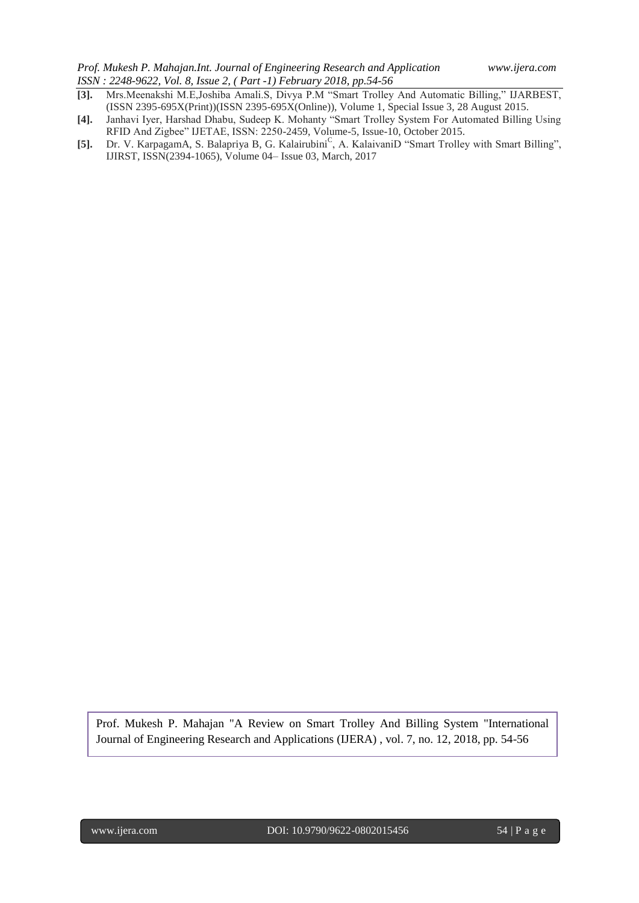**[3].** Mrs.Meenakshi M.E,Joshiba Amali.S, Divya P.M "Smart Trolley And Automatic Billing," IJARBEST, (ISSN 2395-695X(Print))(ISSN 2395-695X(Online)), Volume 1, Special Issue 3, 28 August 2015.

**[4].** Janhavi Iyer, Harshad Dhabu, Sudeep K. Mohanty "Smart Trolley System For Automated Billing Using RFID And Zigbee" IJETAE, ISSN: 2250-2459, Volume-5, Issue-10, October 2015.

**[5].** Dr. V. KarpagamA, S. Balapriya B, G. Kalairubini[C], A. KalaivaniD "Smart Trolley with Smart Billing", IJIRST, ISSN(2394-1065), Volume 04– Issue 03, March, 2017

Prof. Mukesh P. Mahajan "A Review on Smart Trolley And Billing System "International Journal of Engineering Research and Applications (IJERA) , vol. 7, no. 12, 2018, pp. 54-56